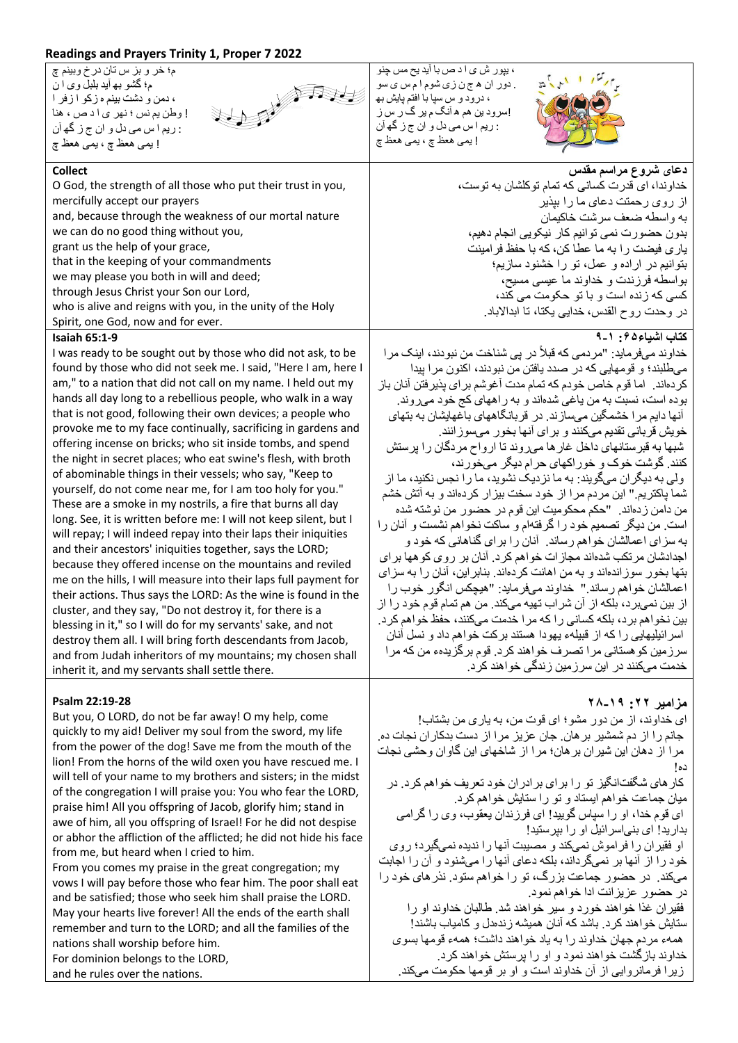## Readings and Prayers Trinity 1, Proper 7 2022

م؛ خر و بز س تان درخ وبينم چ
م؛ گشو بهآيد بلبل وی ا ن
، دمن و دشت بينم ه زكو ا زفر ا
! وطن يم نس ؛ نهر ی ا د ص ، هنا
: ريم ا س می دل و ان ج ز گه آن
! يمی هعظ چ ، يمی هعظ چ

، بيور ش ی ا د ص با آيد يح مس چنو
. دور ان ه ج ن زی شوم ا م س ی سو
، درود و س سپا با افتم پايش به
!سرود ين هم ه آنگ م ير گ ر س ز
: ريم ا س می دل و ان ج ز گه آن
! يمی هعظ چ ، يمی هعظ چ

**Collect**

O God, the strength of all those who put their trust in you,
mercifully accept our prayers
and, because through the weakness of our mortal nature
we can do no good thing without you,
grant us the help of your grace,
that in the keeping of your commandments
we may please you both in will and deed;
through Jesus Christ your Son our Lord,
who is alive and reigns with you, in the unity of the Holy Spirit, one God, now and for ever.

**دعای شروع مراسم مقدس**

خداوندا، ای قدرت کسانی که تمام توکلشان به توست،
از روی رحمتت دعای ما را بپذیر
به واسطه ضعف سرشت خاکیمان
بدون حضورت نمی توانیم کار نیکویی انجام دهیم،
یاری فیضت را به ما عطا کن، که با حفظ فرامینت
بتوانیم در اراده و عمل، تو را خشنود سازیم؛
بواسطه فرزندت و خداوند ما عیسی مسیح،
کسی که زنده است و با تو حکومت می کند،
در وحدت روح القدس، خدایی یکتا، تا ابدالاباد.

**Isaiah 65:1-9**

I was ready to be sought out by those who did not ask, to be found by those who did not seek me. I said, "Here I am, here I am," to a nation that did not call on my name. I held out my hands all day long to a rebellious people, who walk in a way that is not good, following their own devices; a people who provoke me to my face continually, sacrificing in gardens and offering incense on bricks; who sit inside tombs, and spend the night in secret places; who eat swine's flesh, with broth of abominable things in their vessels; who say, "Keep to yourself, do not come near me, for I am too holy for you." These are a smoke in my nostrils, a fire that burns all day long. See, it is written before me: I will not keep silent, but I will repay; I will indeed repay into their laps their iniquities and their ancestors' iniquities together, says the LORD; because they offered incense on the mountains and reviled me on the hills, I will measure into their laps full payment for their actions. Thus says the LORD: As the wine is found in the cluster, and they say, "Do not destroy it, for there is a blessing in it," so I will do for my servants' sake, and not destroy them all. I will bring forth descendants from Jacob, and from Judah inheritors of my mountains; my chosen shall inherit it, and my servants shall settle there.

**کتاب اشیاء۶۵: ۱-۹**

خداوند می‌فرماید: "مردمی که قبلاً در پی شناخت من نبودند، اینک مرا می‌طلبند؛ و قومهایی که در صدد یافتن من نبودند، اکنون مرا پیدا کرده‌اند. اما قوم خاص خودم که تمام مدت آغوشم برای پذیرفتن آنان باز بوده است، نسبت به من یاغی شده‌اند و به راههای کج خود می‌روند. آنها دایم مرا خشمگین می‌سازند. در قربانگاههای باغهایشان به بتهای خویش قربانی تقدیم می‌کنند و برای آنها بخور می‌سوزانند. شبها به قبرستانهای داخل غارها می‌روند تا ارواح مردگان را پرستش کنند. گوشت خوک و خوراکهای حرام دیگر می‌خورند، ولی به دیگران می‌گویند: به ما نزدیک نشوید، ما را نجس نکنید، ما از شما پاکتریم." این مردم مرا از خود سخت بیزار کرده‌اند و به آتش خشم من دامن زده‌اند. "حکم محکومیت این قوم در حضور من نوشته شده است. من دیگر تصمیم خود را گرفته‌ام و ساکت نخواهم نشست و آنان را به سزای اعمالشان خواهم رساند. آنان را برای گناهانی که خود و اجدادشان مرتکب شده‌اند مجازات خواهم کرد. آنان بر روی کوهها برای بتها بخور سوزانده‌اند و به من اهانت کرده‌اند. بنابراین، آنان را به سزای اعمالشان خواهم رساند." خداوند می‌فرماید: "هیچکس انگور خوب را از بین نمی‌برد، بلکه از آن شراب تهیه می‌کند. من هم تمام قوم خود را از بین نخواهم برد، بلکه کسانی را که مرا خدمت می‌کنند، حفظ خواهم کرد. اسرائیلیهایی را که از قبیلهء یهودا هستند برکت خواهم داد و نسل آنان سرزمین کوهستانی مرا تصرف خواهند کرد. قوم برگزیدهء من که مرا خدمت می‌کنند در این سرزمین زندگی خواهند کرد.

**Psalm 22:19-28**

But you, O LORD, do not be far away! O my help, come quickly to my aid! Deliver my soul from the sword, my life from the power of the dog! Save me from the mouth of the lion! From the horns of the wild oxen you have rescued me. I will tell of your name to my brothers and sisters; in the midst of the congregation I will praise you: You who fear the LORD, praise him! All you offspring of Jacob, glorify him; stand in awe of him, all you offspring of Israel! For he did not despise or abhor the affliction of the afflicted; he did not hide his face from me, but heard when I cried to him.
From you comes my praise in the great congregation; my vows I will pay before those who fear him. The poor shall eat and be satisfied; those who seek him shall praise the LORD. May your hearts live forever! All the ends of the earth shall remember and turn to the LORD; and all the families of the nations shall worship before him.
For dominion belongs to the LORD,
and he rules over the nations.

**مزامیر ۲۲: ۱۹-۲۸**

ای خداوند، از من دور مشو؛ ای قوت من، به یاری من بشتاب!
جانم را از دم شمشیر برهان. جان عزیز مرا از دست بدکاران نجات ده.
مرا از دهان این شیران برهان؛ مرا از شاخهای این گاوان وحشی نجات ده!
کارهای شگفت‌انگیز تو را برای برادران خود تعریف خواهم کرد. در میان جماعت خواهم ایستاد و تو را ستایش خواهم کرد.
ای قوم خدا، او را سپاس گویید! ای فرزندان یعقوب، وی را گرامی بدارید! ای بنی‌اسرائیل او را بپرستید!
او فقیران را فراموش نمی‌کند و مصیبت آنها را نادیده نمی‌گیرد؛ روی خود را از آنها بر نمی‌گرداند، بلکه دعای آنها را می‌شنود و آن را اجابت می‌کند. در حضور جماعت بزرگ، تو را خواهم ستود. نذرهای خود را در حضور عزیزانت ادا خواهم نمود.
فقیران غذا خواهند خورد و سیر خواهند شد. طالبان خداوند او را ستایش خواهند کرد. باشد که آنان همیشه زنده‌دل و کامیاب باشند!
همهء مردم جهان خداوند را به یاد خواهند داشت؛ همهء قومها بسوی خداوند بازگشت خواهند نمود و او را پرستش خواهند کرد.
زیرا فرمانروایی از آن خداوند است و او بر قومها حکومت می‌کند.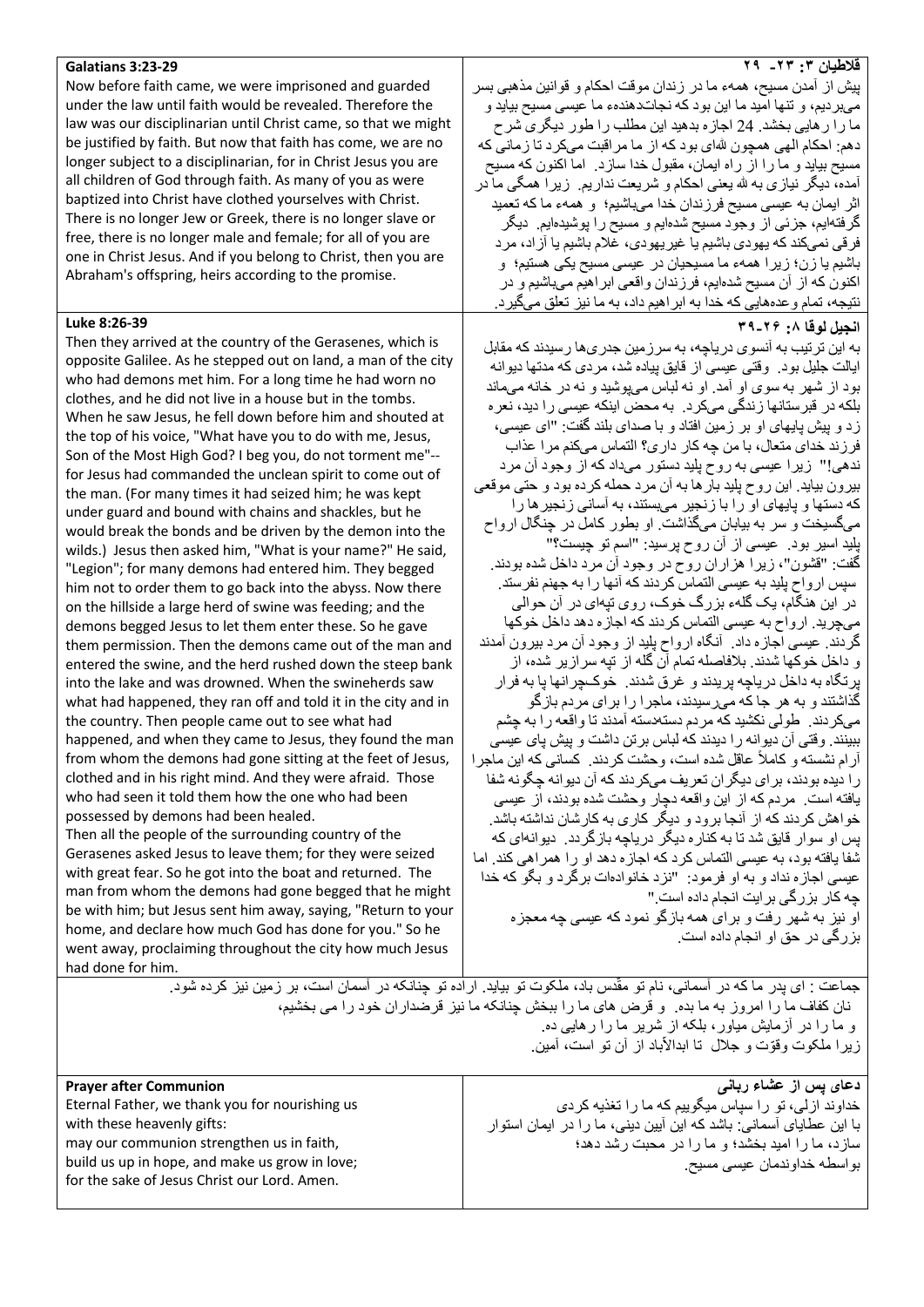**Galatians 3:23-29**

Now before faith came, we were imprisoned and guarded under the law until faith would be revealed. Therefore the law was our disciplinarian until Christ came, so that we might be justified by faith. But now that faith has come, we are no longer subject to a disciplinarian, for in Christ Jesus you are all children of God through faith. As many of you as were baptized into Christ have clothed yourselves with Christ. There is no longer Jew or Greek, there is no longer slave or free, there is no longer male and female; for all of you are one in Christ Jesus. And if you belong to Christ, then you are Abraham's offspring, heirs according to the promise.

**قلاطیان ۳: ۲۳- ۲۹**

پیش از آمدن مسیح، همهء ما در زندان موقت احکام و قوانین مذهبی بسر می‌بردیم، و تنها امید ما این بود که نجات‌دهندهء ما عیسی مسیح بیاید و ما را رهایی بخشد. 24 اجازه بدهید این مطلب را طور دیگری شرح دهم: احکام الهی همچون للهای بود که از ما مراقبت می‌کرد تا زمانی که مسیح بیاید و ما را از راه ایمان، مقبول خدا سازد. اما اکنون که مسیح آمده، دیگر نیازی به لله یعنی احکام و شریعت نداریم. زیرا همگی ما در اثر ایمان به عیسی مسیح فرزندان خدا می‌باشیم؛ و همهء ما که تعمید گرفته‌ایم، جزئی از وجود مسیح شده‌ایم و مسیح را پوشیده‌ایم. دیگر فرقی نمی‌کند که یهودی باشیم یا غیریهودی، غلام باشیم یا آزاد، مرد باشیم یا زن؛ زیرا همهء ما مسیحیان در عیسی مسیح یکی هستیم؛ و اکنون که از آن مسیح شده‌ایم، فرزندان واقعی ابراهیم می‌باشیم و در نتیجه، تمام وعده‌هایی که خدا به ابراهیم داد، به ما نیز تعلق می‌گیرد.

**Luke 8:26-39**

Then they arrived at the country of the Gerasenes, which is opposite Galilee. As he stepped out on land, a man of the city who had demons met him. For a long time he had worn no clothes, and he did not live in a house but in the tombs. When he saw Jesus, he fell down before him and shouted at the top of his voice, "What have you to do with me, Jesus, Son of the Most High God? I beg you, do not torment me"--for Jesus had commanded the unclean spirit to come out of the man. (For many times it had seized him; he was kept under guard and bound with chains and shackles, but he would break the bonds and be driven by the demon into the wilds.) Jesus then asked him, "What is your name?" He said, "Legion"; for many demons had entered him. They begged him not to order them to go back into the abyss. Now there on the hillside a large herd of swine was feeding; and the demons begged Jesus to let them enter these. So he gave them permission. Then the demons came out of the man and entered the swine, and the herd rushed down the steep bank into the lake and was drowned. When the swineherds saw what had happened, they ran off and told it in the city and in the country. Then people came out to see what had happened, and when they came to Jesus, they found the man from whom the demons had gone sitting at the feet of Jesus, clothed and in his right mind. And they were afraid. Those who had seen it told them how the one who had been possessed by demons had been healed.

Then all the people of the surrounding country of the Gerasenes asked Jesus to leave them; for they were seized with great fear. So he got into the boat and returned. The man from whom the demons had gone begged that he might be with him; but Jesus sent him away, saying, "Return to your home, and declare how much God has done for you." So he went away, proclaiming throughout the city how much Jesus had done for him.

**انجیل لوقا ۸: ۲۶-۳۹**

به این ترتیب به آنسوی دریاچه، به سرزمین جدری‌ها رسیدند که مقابل ایالت جلیل بود. وقتی عیسی از قایق پیاده شد، مردی که مدتها دیوانه بود از شهر به سوی او آمد. او نه لباس می‌پوشید و نه در خانه می‌ماند بلکه در قبرستانها زندگی می‌کرد. به محض اینکه عیسی را دید، نعره زد و پیش پاهای او بر زمین افتاد و با صدای بلند گفت: "ای عیسی، فرزند خدای متعال، با من چه کار داری؟ التماس می‌کنم مرا عذاب ندهی!" زیرا عیسی به روح پلید دستور می‌داد که از وجود آن مرد بیرون بیاید. این روح پلید بارها به آن مرد حمله کرده بود و حتی موقعی که دستها و پایهای او را با زنجیر می‌بستند، به آسانی زنجیرها را می‌گسیخت و سر به بیابان می‌گذاشت. او بطور کامل در چنگال ارواح پلید اسیر بود. عیسی از آن روح پرسید: "اسم تو چیست؟" گفت: "قشون"، زیرا هزاران روح در وجود آن مرد داخل شده بودند. سپس ارواح پلید به عیسی التماس کردند که آنها را به جهنم نفرستد. در این هنگام، یک گلهء بزرگ خوک، روی تپه‌ای در آن حوالی می‌چرید. ارواح به عیسی التماس کردند که اجازه دهد داخل خوکها گردند. عیسی اجازه داد. آنگاه ارواح پلید از وجود آن مرد بیرون آمدند و داخل خوکها شدند. بلافاصله تمام آن گله از تپه سرازیر شده، از پرتگاه به داخل دریاچه پریدند و غرق شدند. خوکچرانها پا به فرار گذاشتند و به هر جا که می‌رسیدند، ماجرا را برای مردم بازگو می‌کردند. طولی نکشید که مردم دسته‌دسته آمدند تا واقعه را به چشم ببینند. وقتی آن دیوانه را دیدند که لباس برتن داشت و پیش پای عیسی آرام نشسته و کاملاً عاقل شده است، وحشت کردند. کسانی که این ماجرا را دیده بودند، برای دیگران تعریف می‌کردند که آن دیوانه چگونه شفا یافته است. مردم که از این واقعه دچار وحشت شده بودند، از عیسی خواهش کردند که از آنجا برود و دیگر کاری به کارشان نداشته باشد. پس او سوار قایق شد تا به کناره دیگر دریاچه بازگردد. دیوانه‌ای که شفا یافته بود، به عیسی التماس کرد که اجازه دهد او را همراهی کند. اما عیسی اجازه نداد و به او فرمود: "نزد خانواده‌ات برگرد و بگو که خدا چه کار بزرگی برایت انجام داده است."

او نیز به شهر رفت و برای همه بازگو نمود که عیسی چه معجزه بزرگی در حق او انجام داده است.

جماعت : ای پدر ما که در آسمانی، نام تو مقدّس باد، ملکوت تو بیاید. اراده تو چنانکه در آسمان است، بر زمین نیز کرده شود.
نان کفاف ما را امروز به ما بده. و قرض های ما را ببخش چنانکه ما نیز قرضداران خود را می بخشیم،
و ما را در آزمایش میاور، بلکه از شریر ما را رهایی ده.
زیرا ملکوت وقوّت و جلال تا ابدالآباد از آن تو است، آمین.

**Prayer after Communion**

Eternal Father, we thank you for nourishing us
with these heavenly gifts:
may our communion strengthen us in faith,
build us up in hope, and make us grow in love;
for the sake of Jesus Christ our Lord. Amen.

**دعای پس از عشاء ربانی**

خداوند ازلی، تو را سپاس میگوییم که ما را تغذیه کردی
با این عطایای آسمانی: باشد که این آیین دینی، ما را در ایمان استوار
سازد، ما را امید بخشد؛ و ما را در محبت رشد دهد؛
بواسطه خداوندمان عیسی مسیح.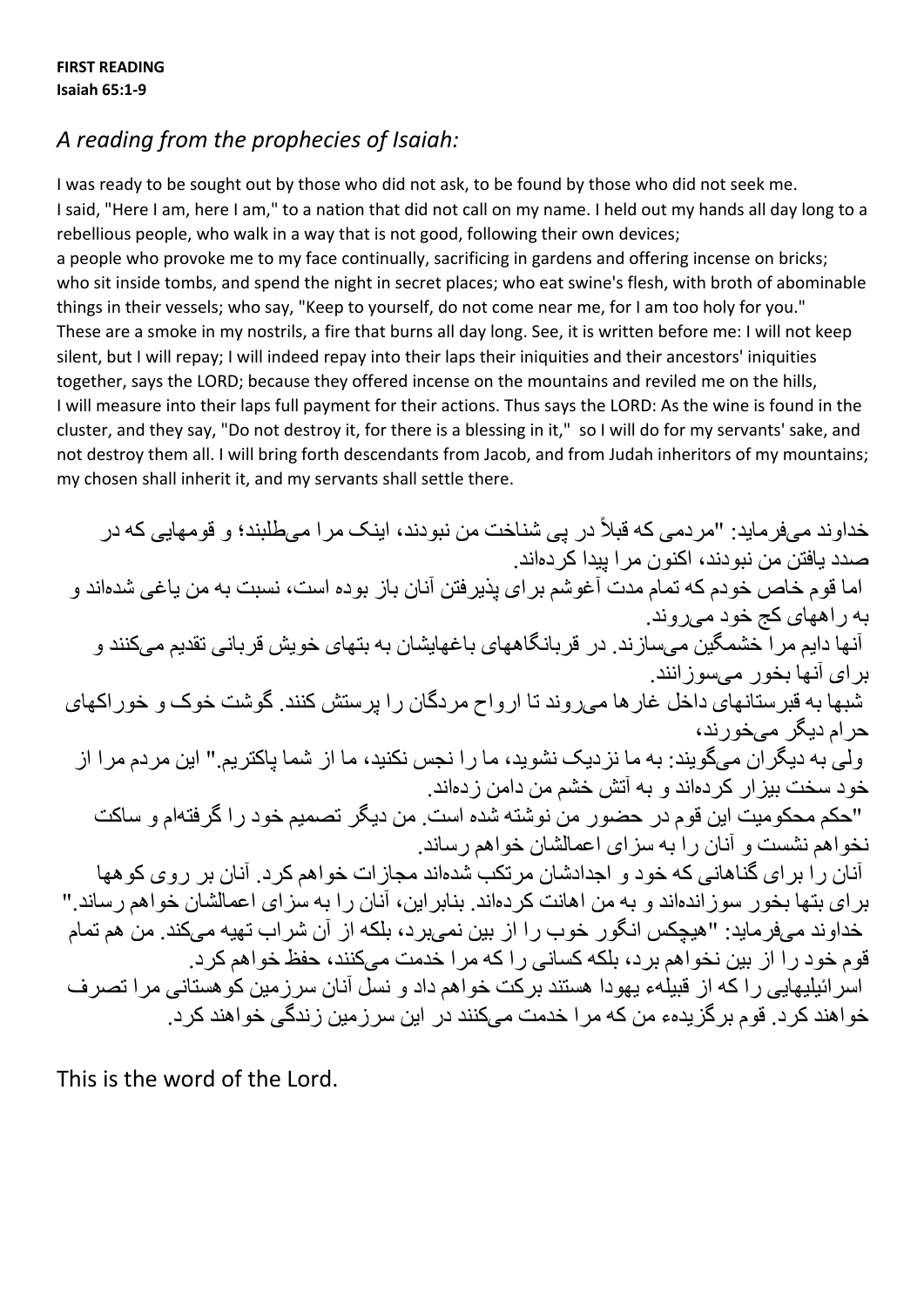**FIRST READING**
**Isaiah 65:1-9**

## *A reading from the prophecies of Isaiah:*

I was ready to be sought out by those who did not ask, to be found by those who did not seek me. I said, "Here I am, here I am," to a nation that did not call on my name. I held out my hands all day long to a rebellious people, who walk in a way that is not good, following their own devices;
a people who provoke me to my face continually, sacrificing in gardens and offering incense on bricks; who sit inside tombs, and spend the night in secret places; who eat swine's flesh, with broth of abominable things in their vessels; who say, "Keep to yourself, do not come near me, for I am too holy for you." These are a smoke in my nostrils, a fire that burns all day long. See, it is written before me: I will not keep silent, but I will repay; I will indeed repay into their laps their iniquities and their ancestors' iniquities together, says the LORD; because they offered incense on the mountains and reviled me on the hills,
I will measure into their laps full payment for their actions. Thus says the LORD: As the wine is found in the cluster, and they say, "Do not destroy it, for there is a blessing in it," so I will do for my servants' sake, and not destroy them all. I will bring forth descendants from Jacob, and from Judah inheritors of my mountains; my chosen shall inherit it, and my servants shall settle there.

خداوند می‌فرماید: "مردمی که قبلاً در پی شناخت من نبودند، اینک مرا می‌طلبند؛ و قومهایی که در صدد یافتن من نبودند، اکنون مرا پیدا کرده‌اند.
اما قوم خاص خودم که تمام مدت آغوشم برای پذیرفتن آنان باز بوده است، نسبت به من یاغی شده‌اند و به راههای کج خود می‌روند.
آنها دایم مرا خشمگین می‌سازند. در قربانگاههای باغهایشان به بتهای خویش قربانی تقدیم می‌کنند و برای آنها بخور می‌سوزانند.
شبها به قبرستانهای داخل غارها می‌روند تا ارواح مردگان را پرستش کنند. گوشت خوک و خوراکهای حرام دیگر می‌خورند،
ولی به دیگران می‌گویند: به ما نزدیک نشوید، ما را نجس نکنید، ما از شما پاکتریم." این مردم مرا از خود سخت بیزار کرده‌اند و به آتش خشم من دامن زده‌اند.
"حکم محکومیت این قوم در حضور من نوشته شده است. من دیگر تصمیم خود را گرفته‌ام و ساکت نخواهم نشست و آنان را به سزای اعمالشان خواهم رساند.
آنان را برای گناهانی که خود و اجدادشان مرتکب شده‌اند مجازات خواهم کرد. آنان بر روی کوهها برای بتها بخور سوزانده‌اند و به من اهانت کرده‌اند. بنابراین، آنان را به سزای اعمالشان خواهم رساند."
خداوند می‌فرماید: "هیچکس انگور خوب را از بین نمی‌برد، بلکه از آن شراب تهیه می‌کند. من هم تمام قوم خود را از بین نخواهم برد، بلکه کسانی را که مرا خدمت می‌کنند، حفظ خواهم کرد.
اسرائیلیهایی را که از قبیلهٔ یهودا هستند برکت خواهم داد و نسل آنان سرزمین کوهستانی مرا تصرف خواهند کرد. قوم برگزیدهٔ من که مرا خدمت می‌کنند در این سرزمین زندگی خواهند کرد.

This is the word of the Lord.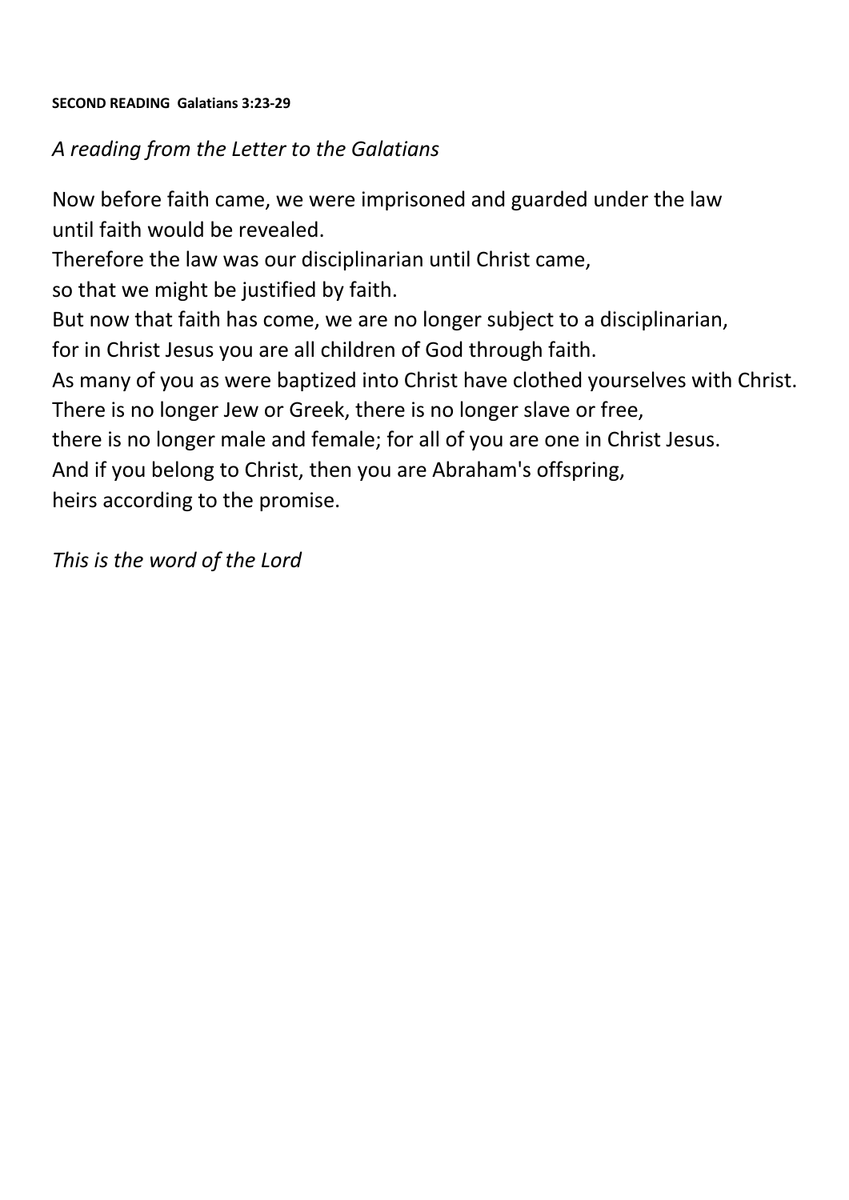**SECOND READING Galatians 3:23-29**

*A reading from the Letter to the Galatians*

Now before faith came, we were imprisoned and guarded under the law
until faith would be revealed.
Therefore the law was our disciplinarian until Christ came,
so that we might be justified by faith.
But now that faith has come, we are no longer subject to a disciplinarian,
for in Christ Jesus you are all children of God through faith.
As many of you as were baptized into Christ have clothed yourselves with Christ.
There is no longer Jew or Greek, there is no longer slave or free,
there is no longer male and female; for all of you are one in Christ Jesus.
And if you belong to Christ, then you are Abraham's offspring,
heirs according to the promise.

*This is the word of the Lord*